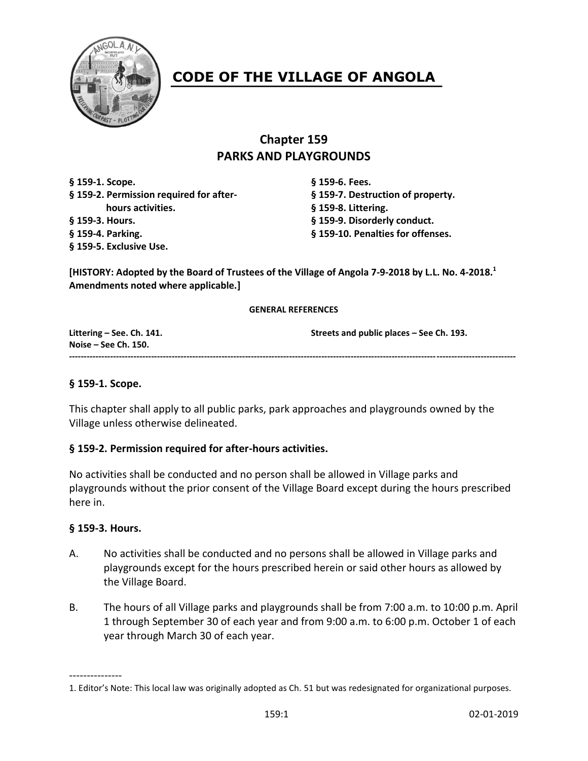# CODE OF THE VILLAGE OF ANGOLA

## Chapter 159
## PARKS AND PLAYGROUNDS

**§ 159-1. Scope.**
**§ 159-2. Permission required for after-hours activities.**
**§ 159-3. Hours.**
**§ 159-4. Parking.**
**§ 159-5. Exclusive Use.**
**§ 159-6. Fees.**
**§ 159-7. Destruction of property.**
**§ 159-8. Littering.**
**§ 159-9. Disorderly conduct.**
**§ 159-10. Penalties for offenses.**

**[HISTORY: Adopted by the Board of Trustees of the Village of Angola 7-9-2018 by L.L. No. 4-2018.[1] Amendments noted where applicable.]**

**GENERAL REFERENCES**

**Littering – See. Ch. 141.**
**Noise – See Ch. 150.**
**Streets and public places – See Ch. 193.**

---

### § 159-1. Scope.

This chapter shall apply to all public parks, park approaches and playgrounds owned by the Village unless otherwise delineated.

### § 159-2. Permission required for after-hours activities.

No activities shall be conducted and no person shall be allowed in Village parks and playgrounds without the prior consent of the Village Board except during the hours prescribed here in.

### § 159-3. Hours.

A. No activities shall be conducted and no persons shall be allowed in Village parks and playgrounds except for the hours prescribed herein or said other hours as allowed by the Village Board.

B. The hours of all Village parks and playgrounds shall be from 7:00 a.m. to 10:00 p.m. April 1 through September 30 of each year and from 9:00 a.m. to 6:00 p.m. October 1 of each year through March 30 of each year.

---

1. Editor's Note: This local law was originally adopted as Ch. 51 but was redesignated for organizational purposes.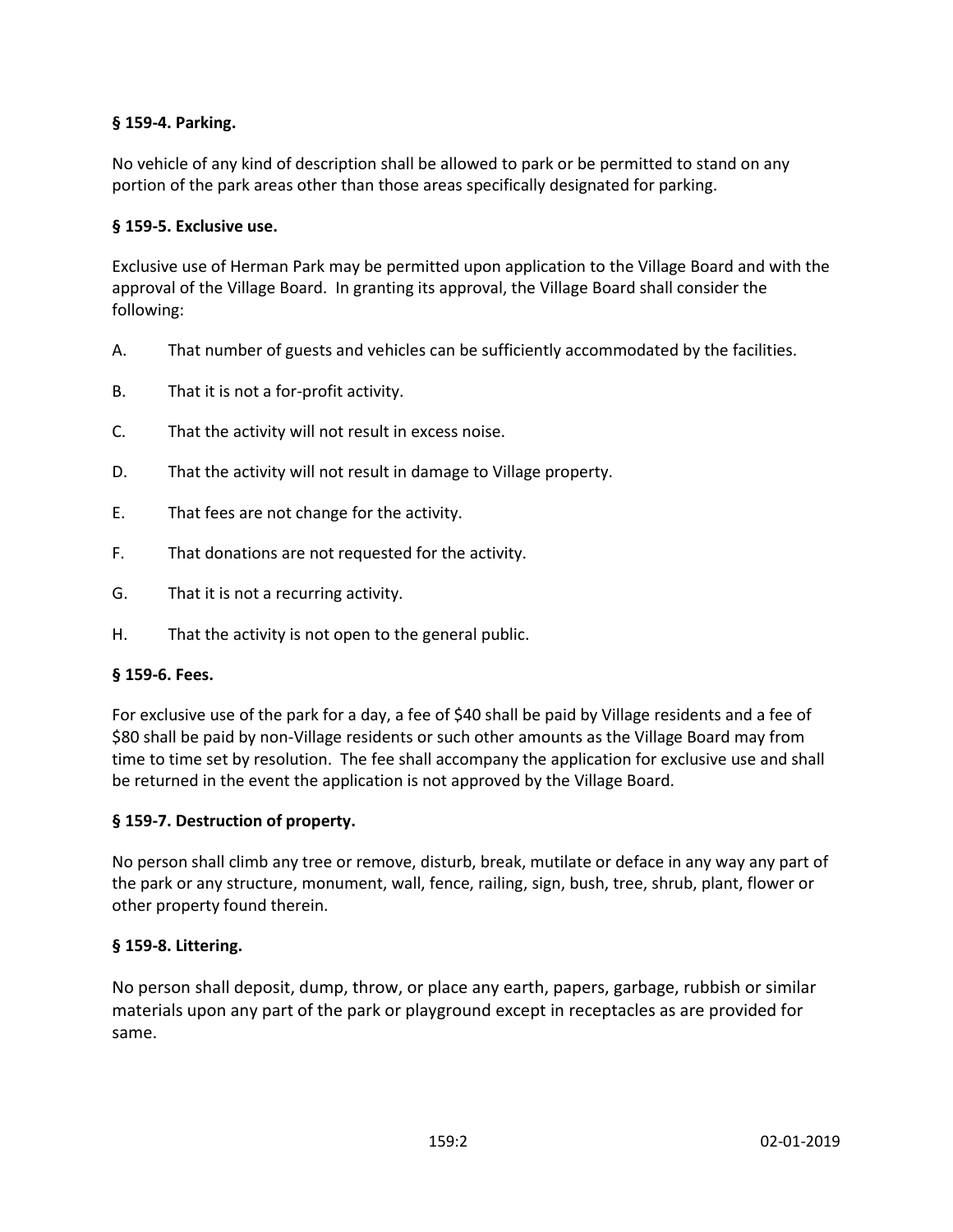**§ 159-4. Parking.**

No vehicle of any kind of description shall be allowed to park or be permitted to stand on any portion of the park areas other than those areas specifically designated for parking.

**§ 159-5. Exclusive use.**

Exclusive use of Herman Park may be permitted upon application to the Village Board and with the approval of the Village Board. In granting its approval, the Village Board shall consider the following:

A. That number of guests and vehicles can be sufficiently accommodated by the facilities.

B. That it is not a for-profit activity.

C. That the activity will not result in excess noise.

D. That the activity will not result in damage to Village property.

E. That fees are not change for the activity.

F. That donations are not requested for the activity.

G. That it is not a recurring activity.

H. That the activity is not open to the general public.

**§ 159-6. Fees.**

For exclusive use of the park for a day, a fee of $40 shall be paid by Village residents and a fee of $80 shall be paid by non-Village residents or such other amounts as the Village Board may from time to time set by resolution. The fee shall accompany the application for exclusive use and shall be returned in the event the application is not approved by the Village Board.

**§ 159-7. Destruction of property.**

No person shall climb any tree or remove, disturb, break, mutilate or deface in any way any part of the park or any structure, monument, wall, fence, railing, sign, bush, tree, shrub, plant, flower or other property found therein.

**§ 159-8. Littering.**

No person shall deposit, dump, throw, or place any earth, papers, garbage, rubbish or similar materials upon any part of the park or playground except in receptacles as are provided for same.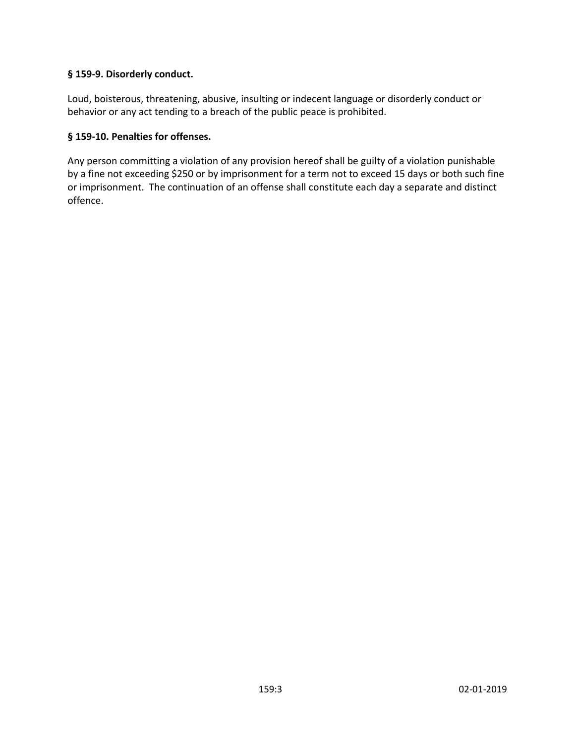**§ 159-9. Disorderly conduct.**

Loud, boisterous, threatening, abusive, insulting or indecent language or disorderly conduct or behavior or any act tending to a breach of the public peace is prohibited.

**§ 159-10. Penalties for offenses.**

Any person committing a violation of any provision hereof shall be guilty of a violation punishable by a fine not exceeding $250 or by imprisonment for a term not to exceed 15 days or both such fine or imprisonment. The continuation of an offense shall constitute each day a separate and distinct offence.